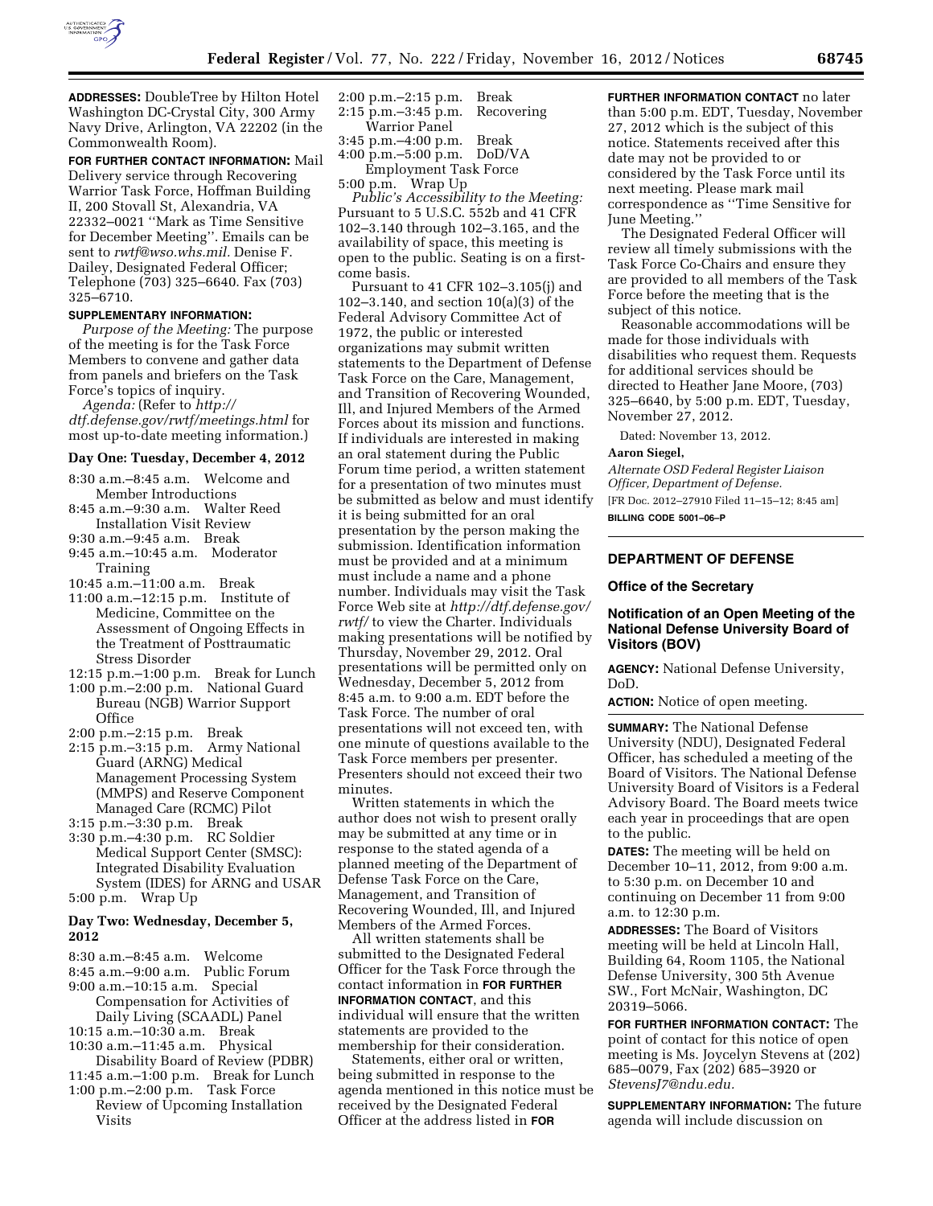**ADDRESSES:** DoubleTree by Hilton Hotel Washington DC-Crystal City, 300 Army Navy Drive, Arlington, VA 22202 (in the Commonwealth Room).

**FOR FURTHER CONTACT INFORMATION:** Mail Delivery service through Recovering Warrior Task Force, Hoffman Building II, 200 Stovall St, Alexandria, VA 22332–0021 ''Mark as Time Sensitive for December Meeting''. Emails can be sent to *rwtf@wso.whs.mil.* Denise F. Dailey, Designated Federal Officer; Telephone (703) 325–6640. Fax (703) 325–6710.

**SUPPLEMENTARY INFORMATION:**

*Purpose of the Meeting:* The purpose of the meeting is for the Task Force Members to convene and gather data from panels and briefers on the Task Force's topics of inquiry.

*Agenda:* (Refer to *http://dtf.defense.gov/rwtf/meetings.html* for most up-to-date meeting information.)

### Day One: Tuesday, December 4, 2012

8:30 a.m.–8:45 a.m. Welcome and Member Introductions
8:45 a.m.–9:30 a.m. Walter Reed Installation Visit Review
9:30 a.m.–9:45 a.m. Break
9:45 a.m.–10:45 a.m. Moderator Training
10:45 a.m.–11:00 a.m. Break
11:00 a.m.–12:15 p.m. Institute of Medicine, Committee on the Assessment of Ongoing Effects in the Treatment of Posttraumatic Stress Disorder
12:15 p.m.–1:00 p.m. Break for Lunch
1:00 p.m.–2:00 p.m. National Guard Bureau (NGB) Warrior Support Office
2:00 p.m.–2:15 p.m. Break
2:15 p.m.–3:15 p.m. Army National Guard (ARNG) Medical Management Processing System (MMPS) and Reserve Component Managed Care (RCMC) Pilot
3:15 p.m.–3:30 p.m. Break
3:30 p.m.–4:30 p.m. RC Soldier Medical Support Center (SMSC): Integrated Disability Evaluation System (IDES) for ARNG and USAR
5:00 p.m. Wrap Up

### Day Two: Wednesday, December 5, 2012

8:30 a.m.–8:45 a.m. Welcome
8:45 a.m.–9:00 a.m. Public Forum
9:00 a.m.–10:15 a.m. Special Compensation for Activities of Daily Living (SCAADL) Panel
10:15 a.m.–10:30 a.m. Break
10:30 a.m.–11:45 a.m. Physical Disability Board of Review (PDBR)
11:45 a.m.–1:00 p.m. Break for Lunch
1:00 p.m.–2:00 p.m. Task Force Review of Upcoming Installation Visits
2:00 p.m.–2:15 p.m. Break
2:15 p.m.–3:45 p.m. Recovering Warrior Panel
3:45 p.m.–4:00 p.m. Break
4:00 p.m.–5:00 p.m. DoD/VA Employment Task Force
5:00 p.m. Wrap Up

*Public's Accessibility to the Meeting:* Pursuant to 5 U.S.C. 552b and 41 CFR 102–3.140 through 102–3.165, and the availability of space, this meeting is open to the public. Seating is on a first-come basis.

Pursuant to 41 CFR 102–3.105(j) and 102–3.140, and section 10(a)(3) of the Federal Advisory Committee Act of 1972, the public or interested organizations may submit written statements to the Department of Defense Task Force on the Care, Management, and Transition of Recovering Wounded, Ill, and Injured Members of the Armed Forces about its mission and functions. If individuals are interested in making an oral statement during the Public Forum time period, a written statement for a presentation of two minutes must be submitted as below and must identify it is being submitted for an oral presentation by the person making the submission. Identification information must be provided and at a minimum must include a name and a phone number. Individuals may visit the Task Force Web site at *http://dtf.defense.gov/rwtf/* to view the Charter. Individuals making presentations will be notified by Thursday, November 29, 2012. Oral presentations will be permitted only on Wednesday, December 5, 2012 from 8:45 a.m. to 9:00 a.m. EDT before the Task Force. The number of oral presentations will not exceed ten, with one minute of questions available to the Task Force members per presenter. Presenters should not exceed their two minutes.

Written statements in which the author does not wish to present orally may be submitted at any time or in response to the stated agenda of a planned meeting of the Department of Defense Task Force on the Care, Management, and Transition of Recovering Wounded, Ill, and Injured Members of the Armed Forces.

All written statements shall be submitted to the Designated Federal Officer for the Task Force through the contact information in **FOR FURTHER INFORMATION CONTACT**, and this individual will ensure that the written statements are provided to the membership for their consideration.

Statements, either oral or written, being submitted in response to the agenda mentioned in this notice must be received by the Designated Federal Officer at the address listed in **FOR FURTHER INFORMATION CONTACT** no later than 5:00 p.m. EDT, Tuesday, November 27, 2012 which is the subject of this notice. Statements received after this date may not be provided to or considered by the Task Force until its next meeting. Please mark mail correspondence as ''Time Sensitive for June Meeting.''

The Designated Federal Officer will review all timely submissions with the Task Force Co-Chairs and ensure they are provided to all members of the Task Force before the meeting that is the subject of this notice.

Reasonable accommodations will be made for those individuals with disabilities who request them. Requests for additional services should be directed to Heather Jane Moore, (703) 325–6640, by 5:00 p.m. EDT, Tuesday, November 27, 2012.

Dated: November 13, 2012.

**Aaron Siegel,**

*Alternate OSD Federal Register Liaison Officer, Department of Defense.*

[FR Doc. 2012–27910 Filed 11–15–12; 8:45 am]

**BILLING CODE 5001–06–P**

---

## DEPARTMENT OF DEFENSE

### Office of the Secretary

### Notification of an Open Meeting of the National Defense University Board of Visitors (BOV)

**AGENCY:** National Defense University, DoD.

**ACTION:** Notice of open meeting.

**SUMMARY:** The National Defense University (NDU), Designated Federal Officer, has scheduled a meeting of the Board of Visitors. The National Defense University Board of Visitors is a Federal Advisory Board. The Board meets twice each year in proceedings that are open to the public.

**DATES:** The meeting will be held on December 10–11, 2012, from 9:00 a.m. to 5:30 p.m. on December 10 and continuing on December 11 from 9:00 a.m. to 12:30 p.m.

**ADDRESSES:** The Board of Visitors meeting will be held at Lincoln Hall, Building 64, Room 1105, the National Defense University, 300 5th Avenue SW., Fort McNair, Washington, DC 20319–5066.

**FOR FURTHER INFORMATION CONTACT:** The point of contact for this notice of open meeting is Ms. Joycelyn Stevens at (202) 685–0079, Fax (202) 685–3920 or *StevensJ7@ndu.edu.*

**SUPPLEMENTARY INFORMATION:** The future agenda will include discussion on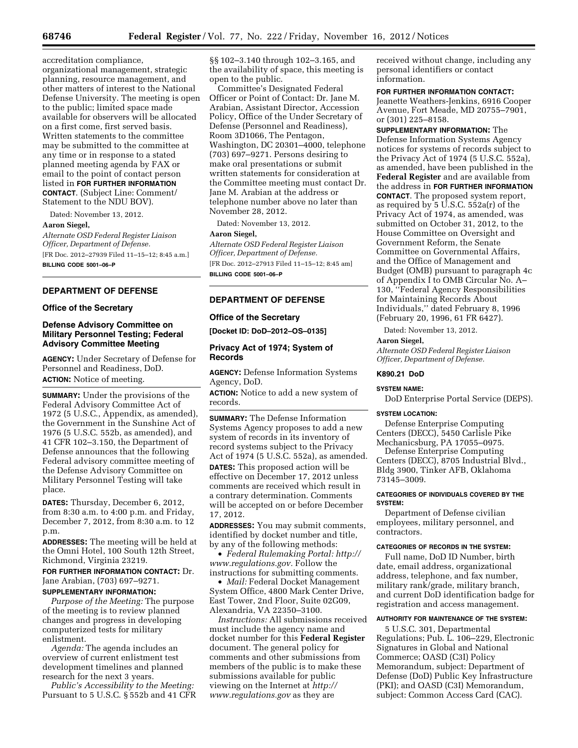accreditation compliance, organizational management, strategic planning, resource management, and other matters of interest to the National Defense University. The meeting is open to the public; limited space made available for observers will be allocated on a first come, first served basis. Written statements to the committee may be submitted to the committee at any time or in response to a stated planned meeting agenda by FAX or email to the point of contact person listed in **FOR FURTHER INFORMATION CONTACT**. (Subject Line: Comment/Statement to the NDU BOV).

Dated: November 13, 2012.

**Aaron Siegel,**

*Alternate OSD Federal Register Liaison Officer, Department of Defense.*

[FR Doc. 2012–27939 Filed 11–15–12; 8:45 a.m.]

**BILLING CODE 5001–06–P**

## DEPARTMENT OF DEFENSE

### Office of the Secretary

### Defense Advisory Committee on Military Personnel Testing; Federal Advisory Committee Meeting

**AGENCY:** Under Secretary of Defense for Personnel and Readiness, DoD.

**ACTION:** Notice of meeting.

**SUMMARY:** Under the provisions of the Federal Advisory Committee Act of 1972 (5 U.S.C., Appendix, as amended), the Government in the Sunshine Act of 1976 (5 U.S.C. 552b, as amended), and 41 CFR 102–3.150, the Department of Defense announces that the following Federal advisory committee meeting of the Defense Advisory Committee on Military Personnel Testing will take place.

**DATES:** Thursday, December 6, 2012, from 8:30 a.m. to 4:00 p.m. and Friday, December 7, 2012, from 8:30 a.m. to 12 p.m.

**ADDRESSES:** The meeting will be held at the Omni Hotel, 100 South 12th Street, Richmond, Virginia 23219.

**FOR FURTHER INFORMATION CONTACT:** Dr. Jane Arabian, (703) 697–9271.

**SUPPLEMENTARY INFORMATION:**

*Purpose of the Meeting:* The purpose of the meeting is to review planned changes and progress in developing computerized tests for military enlistment.

*Agenda:* The agenda includes an overview of current enlistment test development timelines and planned research for the next 3 years.

*Public's Accessibility to the Meeting:* Pursuant to 5 U.S.C. § 552b and 41 CFR §§ 102–3.140 through 102–3.165, and the availability of space, this meeting is open to the public.

Committee's Designated Federal Officer or Point of Contact: Dr. Jane M. Arabian, Assistant Director, Accession Policy, Office of the Under Secretary of Defense (Personnel and Readiness), Room 3D1066, The Pentagon, Washington, DC 20301–4000, telephone (703) 697–9271. Persons desiring to make oral presentations or submit written statements for consideration at the Committee meeting must contact Dr. Jane M. Arabian at the address or telephone number above no later than November 28, 2012.

Dated: November 13, 2012.

**Aaron Siegel,**

*Alternate OSD Federal Register Liaison Officer, Department of Defense.*

[FR Doc. 2012–27913 Filed 11–15–12; 8:45 am]

**BILLING CODE 5001–06–P**

## DEPARTMENT OF DEFENSE

### Office of the Secretary

**[Docket ID: DoD–2012–OS–0135]**

### Privacy Act of 1974; System of Records

**AGENCY:** Defense Information Systems Agency, DoD.

**ACTION:** Notice to add a new system of records.

**SUMMARY:** The Defense Information Systems Agency proposes to add a new system of records in its inventory of record systems subject to the Privacy Act of 1974 (5 U.S.C. 552a), as amended.

**DATES:** This proposed action will be effective on December 17, 2012 unless comments are received which result in a contrary determination. Comments will be accepted on or before December 17, 2012.

**ADDRESSES:** You may submit comments, identified by docket number and title, by any of the following methods:

- *Federal Rulemaking Portal: http://www.regulations.gov.* Follow the instructions for submitting comments.
- *Mail:* Federal Docket Management System Office, 4800 Mark Center Drive, East Tower, 2nd Floor, Suite 02G09, Alexandria, VA 22350–3100.

*Instructions:* All submissions received must include the agency name and docket number for this **Federal Register** document. The general policy for comments and other submissions from members of the public is to make these submissions available for public viewing on the Internet at *http://www.regulations.gov* as they are received without change, including any personal identifiers or contact information.

**FOR FURTHER INFORMATION CONTACT:** Jeanette Weathers-Jenkins, 6916 Cooper Avenue, Fort Meade, MD 20755–7901, or (301) 225–8158.

**SUPPLEMENTARY INFORMATION:** The Defense Information Systems Agency notices for systems of records subject to the Privacy Act of 1974 (5 U.S.C. 552a), as amended, have been published in the **Federal Register** and are available from the address in **FOR FURTHER INFORMATION CONTACT**. The proposed system report, as required by 5 U.S.C. 552a(r) of the Privacy Act of 1974, as amended, was submitted on October 31, 2012, to the House Committee on Oversight and Government Reform, the Senate Committee on Governmental Affairs, and the Office of Management and Budget (OMB) pursuant to paragraph 4c of Appendix I to OMB Circular No. A–130, ''Federal Agency Responsibilities for Maintaining Records About Individuals,'' dated February 8, 1996 (February 20, 1996, 61 FR 6427).

Dated: November 13, 2012.

**Aaron Siegel,**

*Alternate OSD Federal Register Liaison Officer, Department of Defense.*

### K890.21 DoD

**SYSTEM NAME:**

DoD Enterprise Portal Service (DEPS).

**SYSTEM LOCATION:**

Defense Enterprise Computing Centers (DECC), 5450 Carlisle Pike Mechanicsburg, PA 17055–0975.

Defense Enterprise Computing Centers (DECC), 8705 Industrial Blvd., Bldg 3900, Tinker AFB, Oklahoma 73145–3009.

**CATEGORIES OF INDIVIDUALS COVERED BY THE SYSTEM:**

Department of Defense civilian employees, military personnel, and contractors.

**CATEGORIES OF RECORDS IN THE SYSTEM:**

Full name, DoD ID Number, birth date, email address, organizational address, telephone, and fax number, military rank/grade, military branch, and current DoD identification badge for registration and access management.

**AUTHORITY FOR MAINTENANCE OF THE SYSTEM:**

5 U.S.C. 301, Departmental Regulations; Pub. L. 106–229, Electronic Signatures in Global and National Commerce; OASD (C3I) Policy Memorandum, subject: Department of Defense (DoD) Public Key Infrastructure (PKI); and OASD (C3I) Memorandum, subject: Common Access Card (CAC).